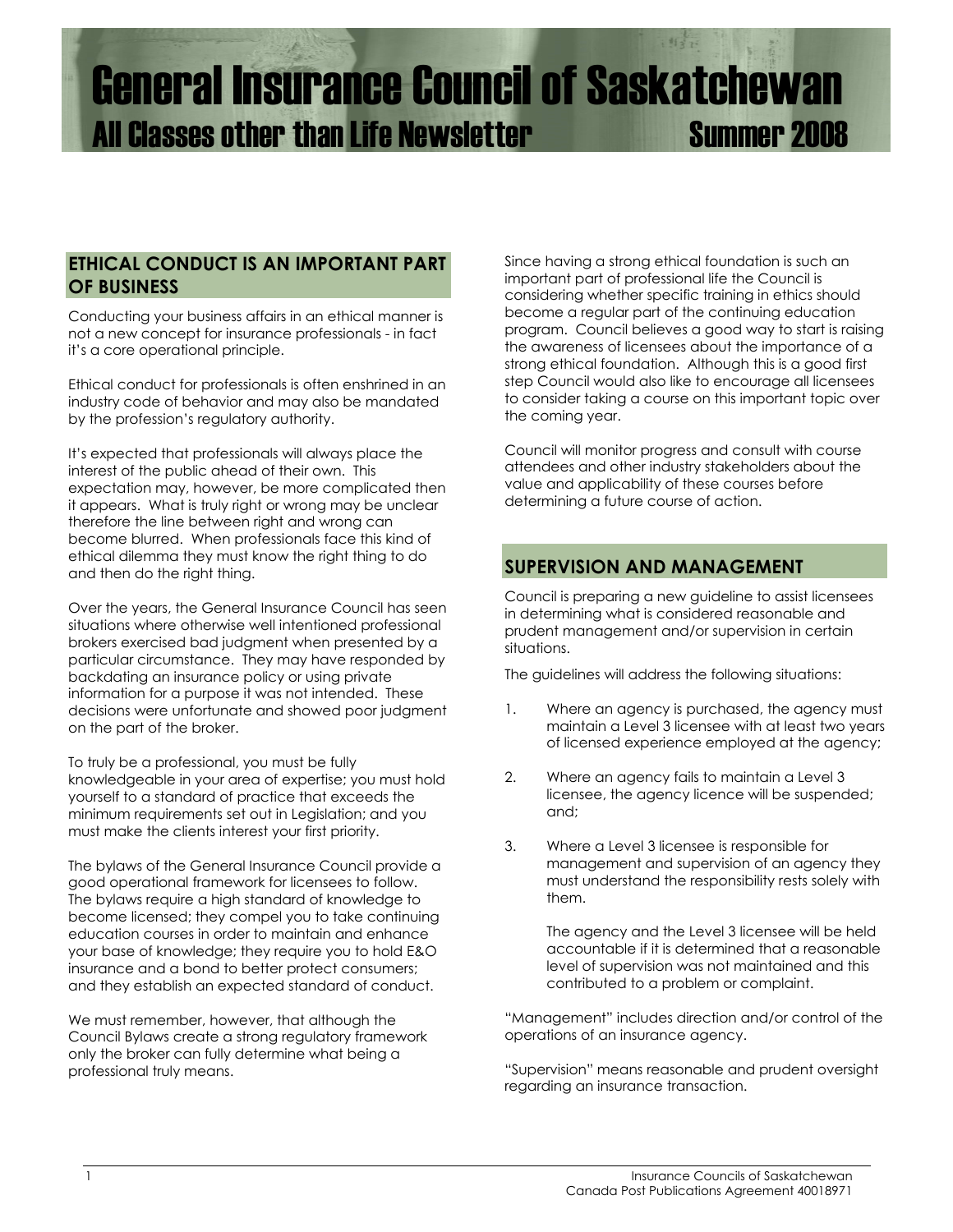# General Insurance Council of Saskatchewan

## All Classes other than Life Newsletter Summer 2008

## ETHICAL CONDUCT IS AN IMPORTANT PART OF BUSINESS

Conducting your business affairs in an ethical manner is not a new concept for insurance professionals - in fact it's a core operational principle.

Ethical conduct for professionals is often enshrined in an industry code of behavior and may also be mandated by the profession's regulatory authority.

It's expected that professionals will always place the interest of the public ahead of their own. This expectation may, however, be more complicated then it appears. What is truly right or wrong may be unclear therefore the line between right and wrong can become blurred. When professionals face this kind of ethical dilemma they must know the right thing to do and then do the right thing.

Over the years, the General Insurance Council has seen situations where otherwise well intentioned professional brokers exercised bad judgment when presented by a particular circumstance. They may have responded by backdating an insurance policy or using private information for a purpose it was not intended. These decisions were unfortunate and showed poor judgment on the part of the broker.

To truly be a professional, you must be fully knowledgeable in your area of expertise; you must hold yourself to a standard of practice that exceeds the minimum requirements set out in Legislation; and you must make the clients interest your first priority.

The bylaws of the General Insurance Council provide a good operational framework for licensees to follow. The bylaws require a high standard of knowledge to become licensed; they compel you to take continuing education courses in order to maintain and enhance your base of knowledge; they require you to hold E&O insurance and a bond to better protect consumers; and they establish an expected standard of conduct.

We must remember, however, that although the Council Bylaws create a strong regulatory framework only the broker can fully determine what being a professional truly means.

Since having a strong ethical foundation is such an important part of professional life the Council is considering whether specific training in ethics should become a regular part of the continuing education program. Council believes a good way to start is raising the awareness of licensees about the importance of a strong ethical foundation. Although this is a good first step Council would also like to encourage all licensees to consider taking a course on this important topic over the coming year.

Council will monitor progress and consult with course attendees and other industry stakeholders about the value and applicability of these courses before determining a future course of action.

## SUPERVISION AND MANAGEMENT

Council is preparing a new guideline to assist licensees in determining what is considered reasonable and prudent management and/or supervision in certain situations.

The guidelines will address the following situations:

1. Where an agency is purchased, the agency must maintain a Level 3 licensee with at least two years of licensed experience employed at the agency;

2. Where an agency fails to maintain a Level 3 licensee, the agency licence will be suspended; and;

3. Where a Level 3 licensee is responsible for management and supervision of an agency they must understand the responsibility rests solely with them.

   The agency and the Level 3 licensee will be held accountable if it is determined that a reasonable level of supervision was not maintained and this contributed to a problem or complaint.

"Management" includes direction and/or control of the operations of an insurance agency.

"Supervision" means reasonable and prudent oversight regarding an insurance transaction.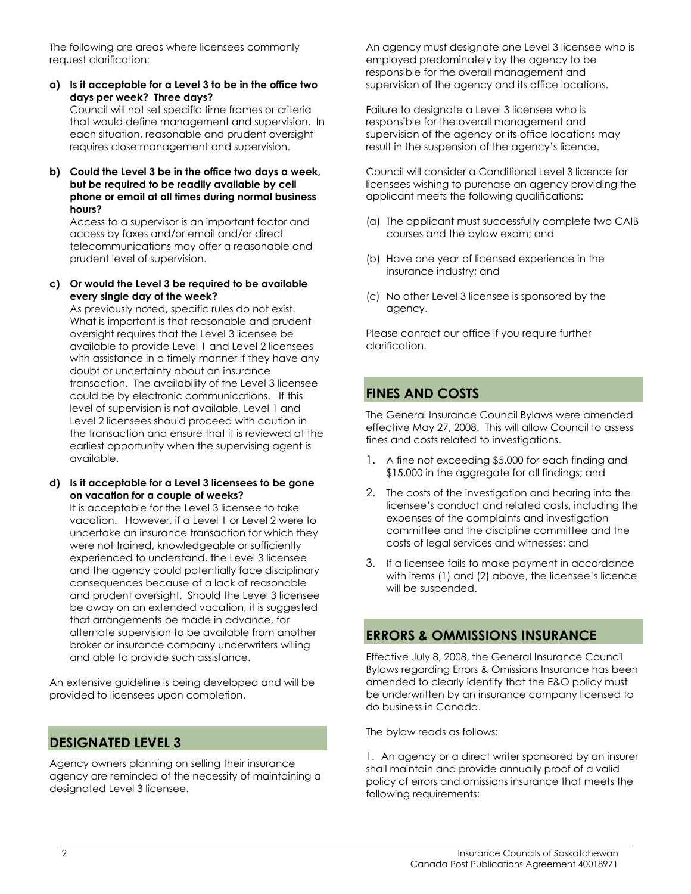The following are areas where licensees commonly request clarification:

**a) Is it acceptable for a Level 3 to be in the office two days per week? Three days?**

Council will not set specific time frames or criteria that would define management and supervision. In each situation, reasonable and prudent oversight requires close management and supervision.

**b) Could the Level 3 be in the office two days a week, but be required to be readily available by cell phone or email at all times during normal business hours?**

Access to a supervisor is an important factor and access by faxes and/or email and/or direct telecommunications may offer a reasonable and prudent level of supervision.

**c) Or would the Level 3 be required to be available every single day of the week?**

As previously noted, specific rules do not exist. What is important is that reasonable and prudent oversight requires that the Level 3 licensee be available to provide Level 1 and Level 2 licensees with assistance in a timely manner if they have any doubt or uncertainty about an insurance transaction. The availability of the Level 3 licensee could be by electronic communications. If this level of supervision is not available, Level 1 and Level 2 licensees should proceed with caution in the transaction and ensure that it is reviewed at the earliest opportunity when the supervising agent is available.

**d) Is it acceptable for a Level 3 licensees to be gone on vacation for a couple of weeks?**

It is acceptable for the Level 3 licensee to take vacation. However, if a Level 1 or Level 2 were to undertake an insurance transaction for which they were not trained, knowledgeable or sufficiently experienced to understand, the Level 3 licensee and the agency could potentially face disciplinary consequences because of a lack of reasonable and prudent oversight. Should the Level 3 licensee be away on an extended vacation, it is suggested that arrangements be made in advance, for alternate supervision to be available from another broker or insurance company underwriters willing and able to provide such assistance.

An extensive guideline is being developed and will be provided to licensees upon completion.

## DESIGNATED LEVEL 3

Agency owners planning on selling their insurance agency are reminded of the necessity of maintaining a designated Level 3 licensee.

An agency must designate one Level 3 licensee who is employed predominately by the agency to be responsible for the overall management and supervision of the agency and its office locations.

Failure to designate a Level 3 licensee who is responsible for the overall management and supervision of the agency or its office locations may result in the suspension of the agency's licence.

Council will consider a Conditional Level 3 licence for licensees wishing to purchase an agency providing the applicant meets the following qualifications:

(a) The applicant must successfully complete two CAIB courses and the bylaw exam; and

(b) Have one year of licensed experience in the insurance industry; and

(c) No other Level 3 licensee is sponsored by the agency.

Please contact our office if you require further clarification.

## FINES AND COSTS

The General Insurance Council Bylaws were amended effective May 27, 2008. This will allow Council to assess fines and costs related to investigations.

1. A fine not exceeding $5,000 for each finding and $15,000 in the aggregate for all findings; and
2. The costs of the investigation and hearing into the licensee's conduct and related costs, including the expenses of the complaints and investigation committee and the discipline committee and the costs of legal services and witnesses; and
3. If a licensee fails to make payment in accordance with items (1) and (2) above, the licensee's licence will be suspended.

## ERRORS & OMMISSIONS INSURANCE

Effective July 8, 2008, the General Insurance Council Bylaws regarding Errors & Omissions Insurance has been amended to clearly identify that the E&O policy must be underwritten by an insurance company licensed to do business in Canada.

The bylaw reads as follows:

1. An agency or a direct writer sponsored by an insurer shall maintain and provide annually proof of a valid policy of errors and omissions insurance that meets the following requirements: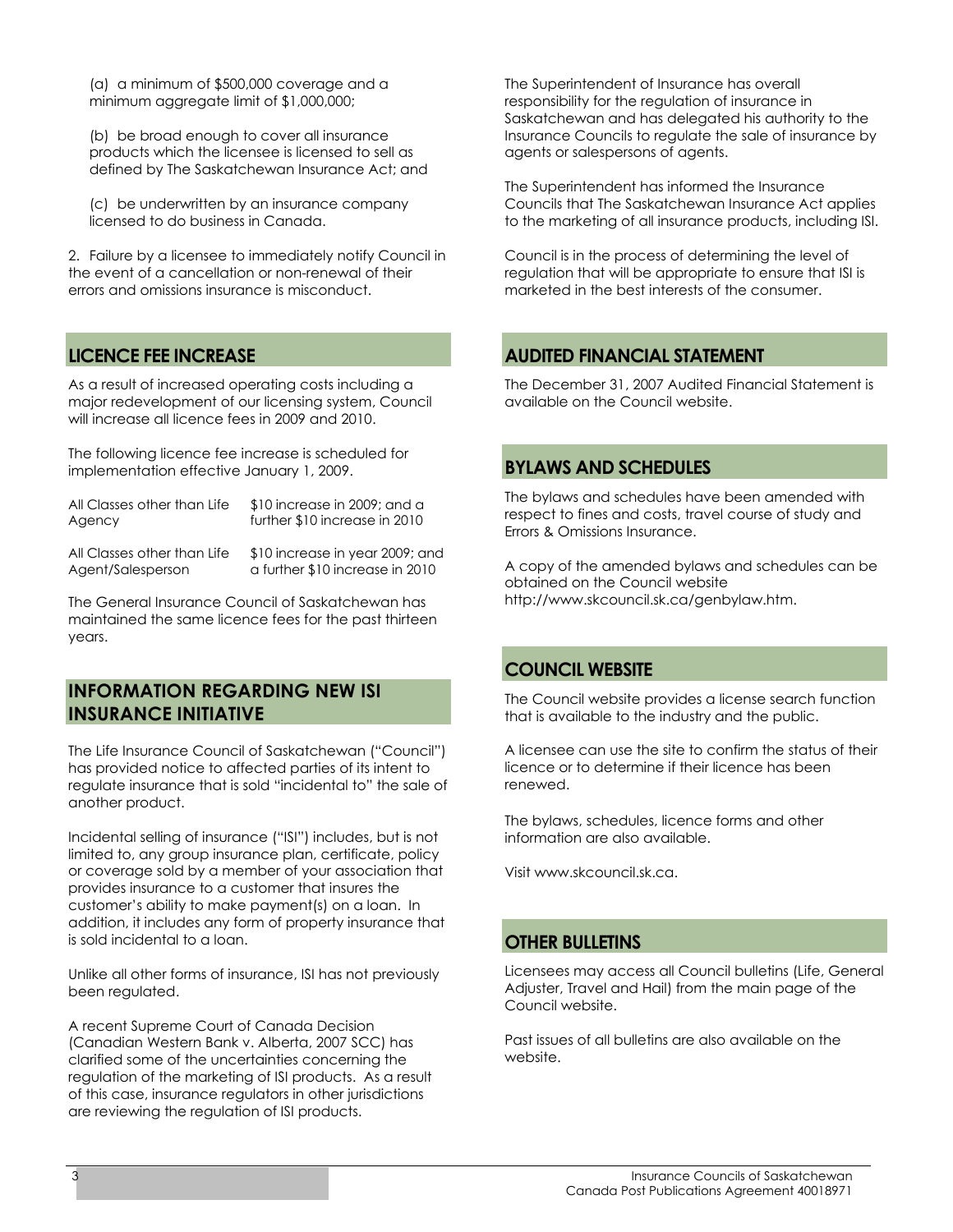(a) a minimum of $500,000 coverage and a minimum aggregate limit of $1,000,000;

(b) be broad enough to cover all insurance products which the licensee is licensed to sell as defined by The Saskatchewan Insurance Act; and

(c) be underwritten by an insurance company licensed to do business in Canada.

2. Failure by a licensee to immediately notify Council in the event of a cancellation or non-renewal of their errors and omissions insurance is misconduct.

## LICENCE FEE INCREASE

As a result of increased operating costs including a major redevelopment of our licensing system, Council will increase all licence fees in 2009 and 2010.

The following licence fee increase is scheduled for implementation effective January 1, 2009.

| | |
|---|---|
| All Classes other than Life Agency | $10 increase in 2009; and a further $10 increase in 2010 |
| All Classes other than Life Agent/Salesperson | $10 increase in year 2009; and a further $10 increase in 2010 |

The General Insurance Council of Saskatchewan has maintained the same licence fees for the past thirteen years.

## INFORMATION REGARDING NEW ISI INSURANCE INITIATIVE

The Life Insurance Council of Saskatchewan ("Council") has provided notice to affected parties of its intent to regulate insurance that is sold "incidental to" the sale of another product.

Incidental selling of insurance ("ISI") includes, but is not limited to, any group insurance plan, certificate, policy or coverage sold by a member of your association that provides insurance to a customer that insures the customer's ability to make payment(s) on a loan. In addition, it includes any form of property insurance that is sold incidental to a loan.

Unlike all other forms of insurance, ISI has not previously been regulated.

A recent Supreme Court of Canada Decision (Canadian Western Bank v. Alberta, 2007 SCC) has clarified some of the uncertainties concerning the regulation of the marketing of ISI products. As a result of this case, insurance regulators in other jurisdictions are reviewing the regulation of ISI products.

The Superintendent of Insurance has overall responsibility for the regulation of insurance in Saskatchewan and has delegated his authority to the Insurance Councils to regulate the sale of insurance by agents or salespersons of agents.

The Superintendent has informed the Insurance Councils that The Saskatchewan Insurance Act applies to the marketing of all insurance products, including ISI.

Council is in the process of determining the level of regulation that will be appropriate to ensure that ISI is marketed in the best interests of the consumer.

## AUDITED FINANCIAL STATEMENT

The December 31, 2007 Audited Financial Statement is available on the Council website.

## BYLAWS AND SCHEDULES

The bylaws and schedules have been amended with respect to fines and costs, travel course of study and Errors & Omissions Insurance.

A copy of the amended bylaws and schedules can be obtained on the Council website http://www.skcouncil.sk.ca/genbylaw.htm.

## COUNCIL WEBSITE

The Council website provides a license search function that is available to the industry and the public.

A licensee can use the site to confirm the status of their licence or to determine if their licence has been renewed.

The bylaws, schedules, licence forms and other information are also available.

Visit www.skcouncil.sk.ca.

## OTHER BULLETINS

Licensees may access all Council bulletins (Life, General Adjuster, Travel and Hail) from the main page of the Council website.

Past issues of all bulletins are also available on the website.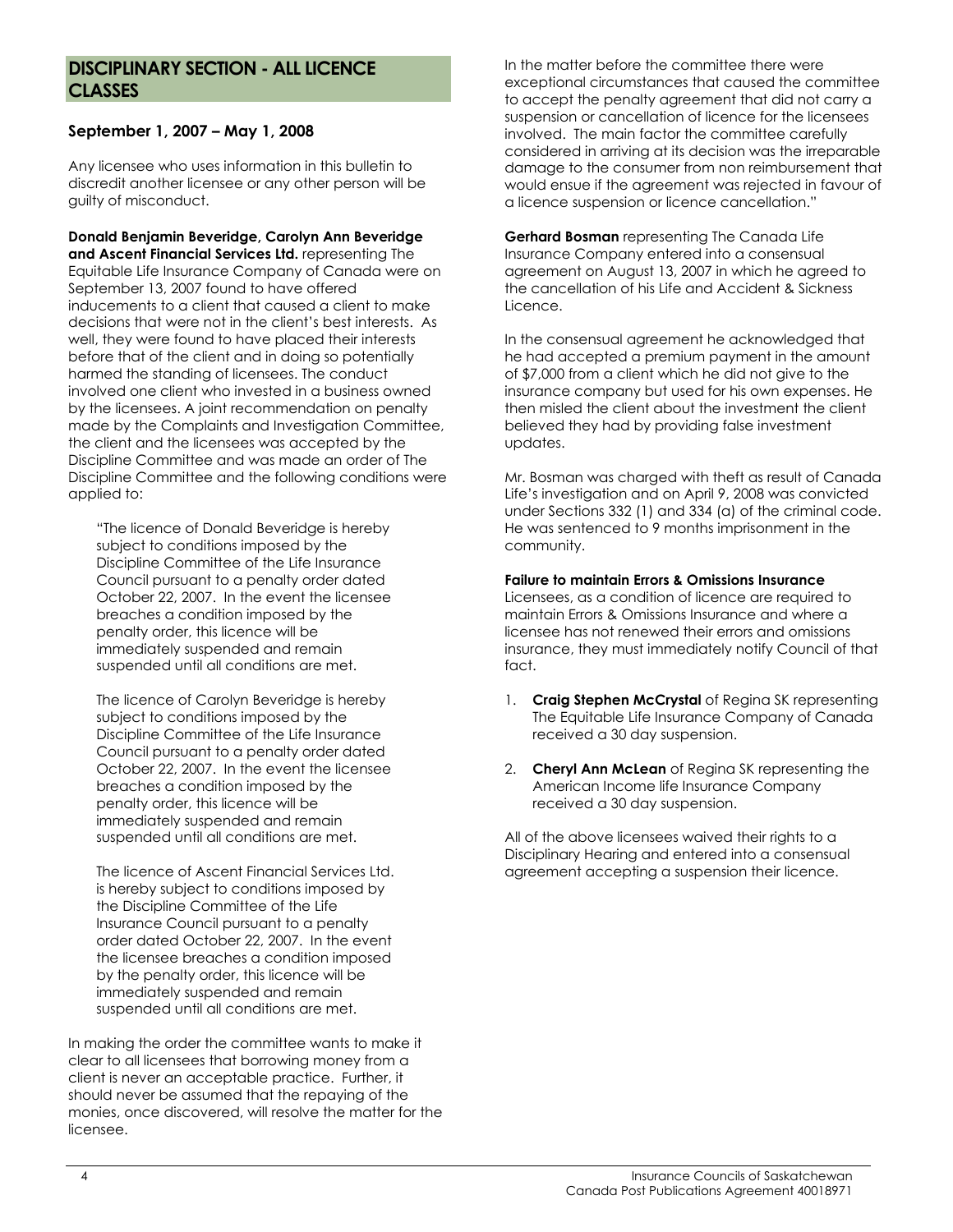## DISCIPLINARY SECTION - ALL LICENCE CLASSES

### September 1, 2007 – May 1, 2008

Any licensee who uses information in this bulletin to discredit another licensee or any other person will be guilty of misconduct.

**Donald Benjamin Beveridge, Carolyn Ann Beveridge and Ascent Financial Services Ltd.** representing The Equitable Life Insurance Company of Canada were on September 13, 2007 found to have offered inducements to a client that caused a client to make decisions that were not in the client's best interests. As well, they were found to have placed their interests before that of the client and in doing so potentially harmed the standing of licensees. The conduct involved one client who invested in a business owned by the licensees. A joint recommendation on penalty made by the Complaints and Investigation Committee, the client and the licensees was accepted by the Discipline Committee and was made an order of The Discipline Committee and the following conditions were applied to:

> "The licence of Donald Beveridge is hereby subject to conditions imposed by the Discipline Committee of the Life Insurance Council pursuant to a penalty order dated October 22, 2007. In the event the licensee breaches a condition imposed by the penalty order, this licence will be immediately suspended and remain suspended until all conditions are met.
>
> The licence of Carolyn Beveridge is hereby subject to conditions imposed by the Discipline Committee of the Life Insurance Council pursuant to a penalty order dated October 22, 2007. In the event the licensee breaches a condition imposed by the penalty order, this licence will be immediately suspended and remain suspended until all conditions are met.
>
> The licence of Ascent Financial Services Ltd. is hereby subject to conditions imposed by the Discipline Committee of the Life Insurance Council pursuant to a penalty order dated October 22, 2007. In the event the licensee breaches a condition imposed by the penalty order, this licence will be immediately suspended and remain suspended until all conditions are met.

In making the order the committee wants to make it clear to all licensees that borrowing money from a client is never an acceptable practice. Further, it should never be assumed that the repaying of the monies, once discovered, will resolve the matter for the licensee.

In the matter before the committee there were exceptional circumstances that caused the committee to accept the penalty agreement that did not carry a suspension or cancellation of licence for the licensees involved. The main factor the committee carefully considered in arriving at its decision was the irreparable damage to the consumer from non reimbursement that would ensue if the agreement was rejected in favour of a licence suspension or licence cancellation."

**Gerhard Bosman** representing The Canada Life Insurance Company entered into a consensual agreement on August 13, 2007 in which he agreed to the cancellation of his Life and Accident & Sickness Licence.

In the consensual agreement he acknowledged that he had accepted a premium payment in the amount of $7,000 from a client which he did not give to the insurance company but used for his own expenses. He then misled the client about the investment the client believed they had by providing false investment updates.

Mr. Bosman was charged with theft as result of Canada Life's investigation and on April 9, 2008 was convicted under Sections 332 (1) and 334 (a) of the criminal code. He was sentenced to 9 months imprisonment in the community.

**Failure to maintain Errors & Omissions Insurance**

Licensees, as a condition of licence are required to maintain Errors & Omissions Insurance and where a licensee has not renewed their errors and omissions insurance, they must immediately notify Council of that fact.

1. **Craig Stephen McCrystal** of Regina SK representing The Equitable Life Insurance Company of Canada received a 30 day suspension.
2. **Cheryl Ann McLean** of Regina SK representing the American Income life Insurance Company received a 30 day suspension.

All of the above licensees waived their rights to a Disciplinary Hearing and entered into a consensual agreement accepting a suspension their licence.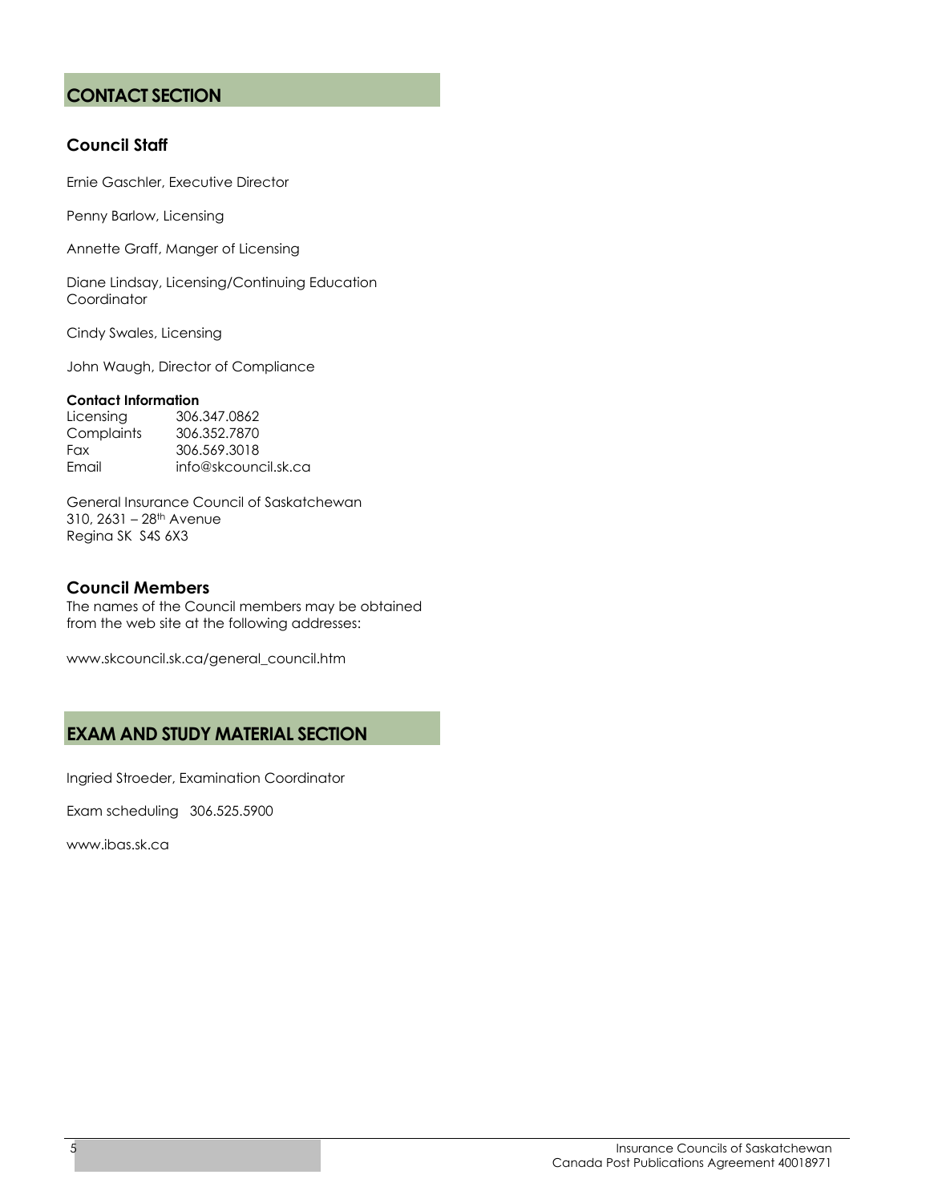## CONTACT SECTION

### Council Staff

Ernie Gaschler, Executive Director

Penny Barlow, Licensing

Annette Graff, Manger of Licensing

Diane Lindsay, Licensing/Continuing Education Coordinator

Cindy Swales, Licensing

John Waugh, Director of Compliance

**Contact Information**

| | |
|---|---|
| Licensing | 306.347.0862 |
| Complaints | 306.352.7870 |
| Fax | 306.569.3018 |
| Email | info@skcouncil.sk.ca |

General Insurance Council of Saskatchewan
310, 2631 – 28th Avenue
Regina SK S4S 6X3

### Council Members

The names of the Council members may be obtained from the web site at the following addresses:

www.skcouncil.sk.ca/general_council.htm

## EXAM AND STUDY MATERIAL SECTION

Ingried Stroeder, Examination Coordinator

Exam scheduling 306.525.5900

www.ibas.sk.ca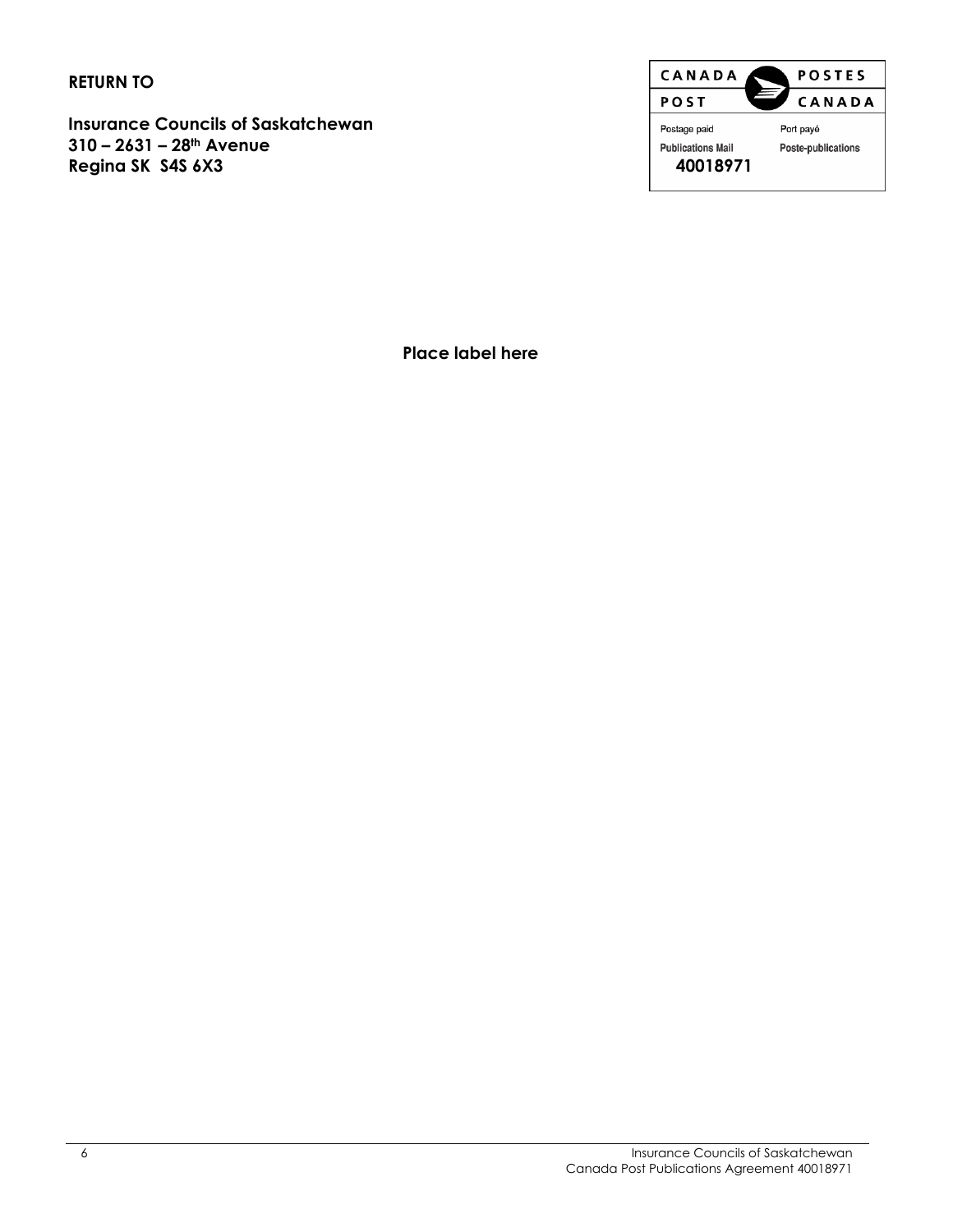**RETURN TO**

**Insurance Councils of Saskatchewan**
**310 – 2631 – 28th Avenue**
**Regina SK S4S 6X3**

CANADA POST | POSTES CANADA

Postage paid | Port payé
Publications Mail | Poste-publications
**40018971**

**Place label here**

Insurance Councils of Saskatchewan
Canada Post Publications Agreement 40018971